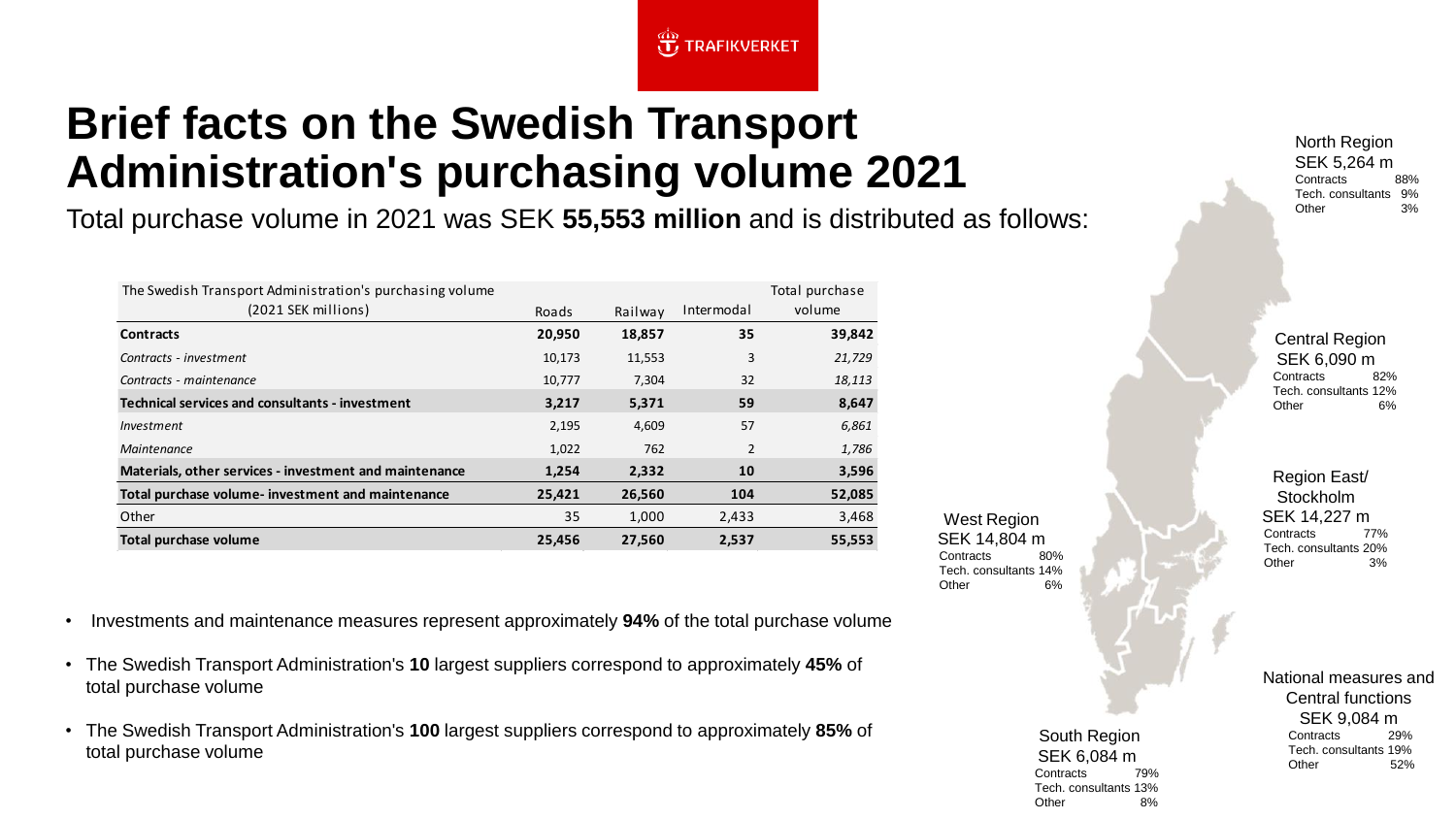TRAFIKVERKET

# Brief facts on the Swedish Transport Administration's purchasing volume 2021

Total purchase volume in 2021 was SEK **55,553 million** and is distributed as follows:

| The Swedish Transport Administration's purchasing volume (2021 SEK millions) | Roads | Railway | Intermodal | Total purchase volume |
|---|---|---|---|---|
| **Contracts** | **20,950** | **18,857** | **35** | **39,842** |
| *Contracts - investment* | 10,173 | 11,553 | 3 | *21,729* |
| *Contracts - maintenance* | 10,777 | 7,304 | 32 | *18,113* |
| **Technical services and consultants - investment** | **3,217** | **5,371** | **59** | **8,647** |
| *Investment* | 2,195 | 4,609 | 57 | *6,861* |
| *Maintenance* | 1,022 | 762 | 2 | *1,786* |
| **Materials, other services - investment and maintenance** | **1,254** | **2,332** | **10** | **3,596** |
| **Total purchase volume- investment and maintenance** | **25,421** | **26,560** | **104** | **52,085** |
| Other | 35 | 1,000 | 2,433 | 3,468 |
| **Total purchase volume** | **25,456** | **27,560** | **2,537** | **55,553** |

- Investments and maintenance measures represent approximately **94%** of the total purchase volume
- The Swedish Transport Administration's **10** largest suppliers correspond to approximately **45%** of total purchase volume
- The Swedish Transport Administration's **100** largest suppliers correspond to approximately **85%** of total purchase volume

North Region
SEK 5,264 m
Contracts 88%
Tech. consultants 9%
Other 3%

Central Region
SEK 6,090 m
Contracts 82%
Tech. consultants 12%
Other 6%

Region East/ Stockholm
SEK 14,227 m
Contracts 77%
Tech. consultants 20%
Other 3%

West Region
SEK 14,804 m
Contracts 80%
Tech. consultants 14%
Other 6%

South Region
SEK 6,084 m
Contracts 79%
Tech. consultants 13%
Other 8%

National measures and Central functions
SEK 9,084 m
Contracts 29%
Tech. consultants 19%
Other 52%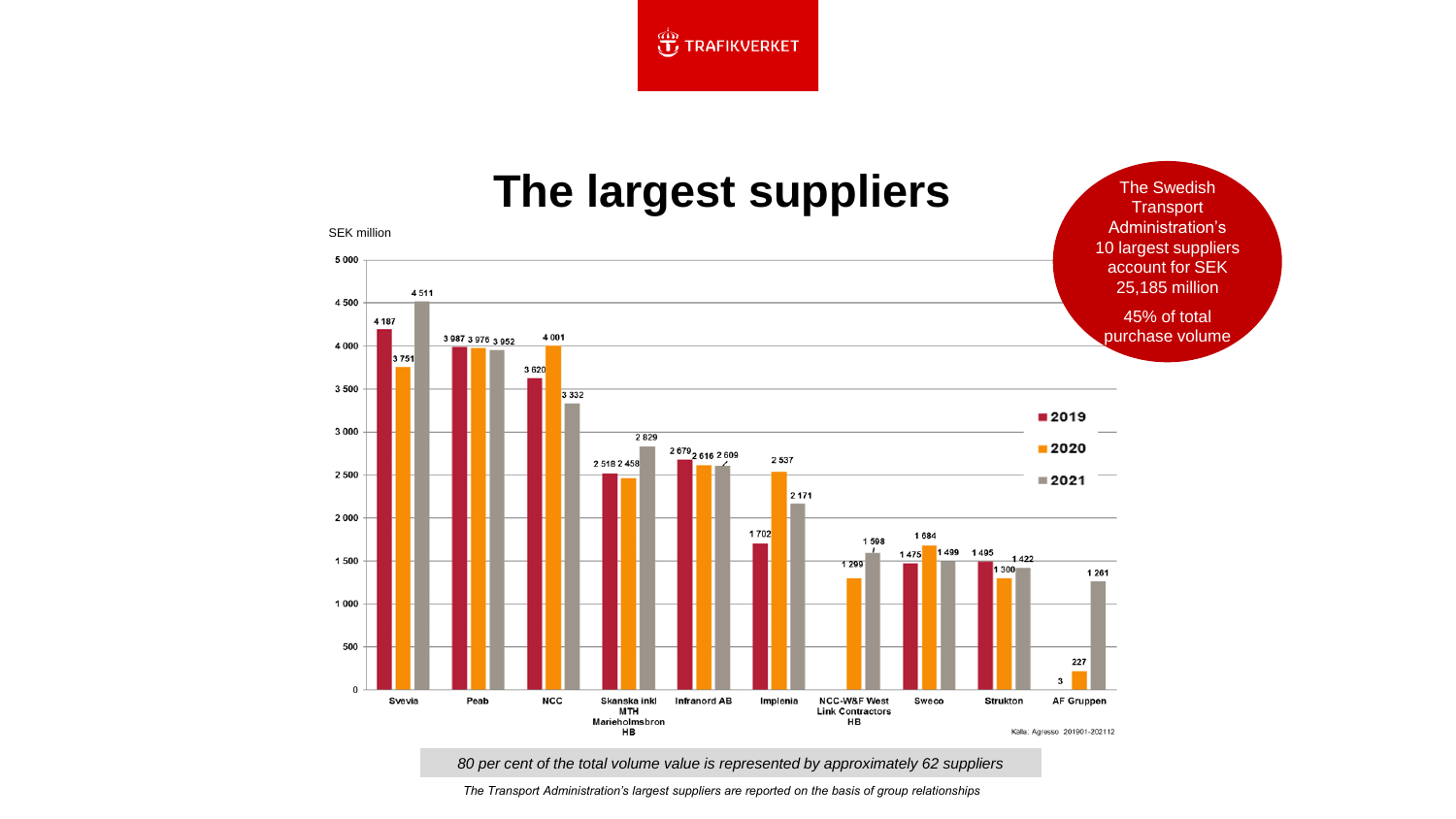TRAFIKVERKET

# The largest suppliers

The Swedish Transport Administration's 10 largest suppliers account for SEK 25,185 million

45% of total purchase volume

SEK million

5 000
4 500
4 000
3 500
3 000
2 500
2 000
1 500
1 000
500
0

2019
2020
2021

Svevia: 4 187, 3 751, 4 511
Peab: 3 987, 3 976, 3 952
NCC: 3 620, 4 001, 3 332
Skanska inkl MTH Marieholmsbron HB: 2 518, 2 458, 2 829
Infranord AB: 2 679, 2 616, 2 609
Implenia: 1 702, 2 537, 2 171
NCC-W&F West Link Contractors HB: 1 299, 1 598
Sweco: 1 475, 1 684, 1 499
Strukton: 1 495, 1 300, 1 422
AF Gruppen: 3, 227, 1 261

Källa: Agresso 201901-202112

*80 per cent of the total volume value is represented by approximately 62 suppliers*

*The Transport Administration's largest suppliers are reported on the basis of group relationships*